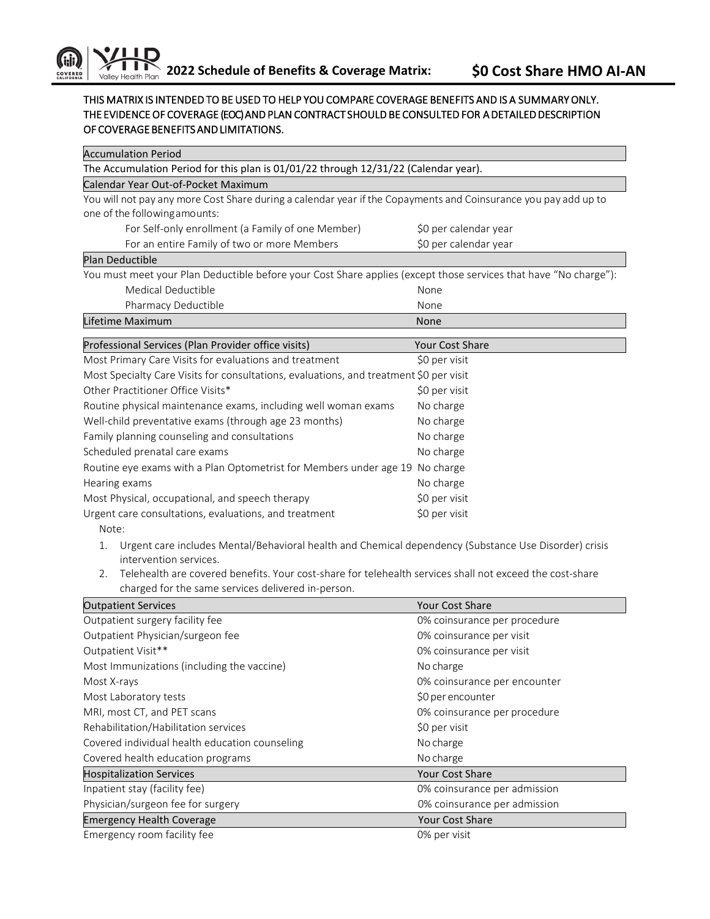# 2022 Schedule of Benefits & Coverage Matrix: $0 Cost Share HMO AI-AN

**THIS MATRIX IS INTENDED TO BE USED TO HELP YOU COMPARE COVERAGE BENEFITS AND IS A SUMMARY ONLY. THE EVIDENCE OF COVERAGE (EOC) AND PLAN CONTRACT SHOULD BE CONSULTED FOR A DETAILED DESCRIPTION OF COVERAGE BENEFITS AND LIMITATIONS.**

## Accumulation Period

The Accumulation Period for this plan is 01/01/22 through 12/31/22 (Calendar year).

## Calendar Year Out-of-Pocket Maximum

You will not pay any more Cost Share during a calendar year if the Copayments and Coinsurance you pay add up to one of the following amounts:

| | |
|---|---|
| For Self-only enrollment (a Family of one Member) | $0 per calendar year |
| For an entire Family of two or more Members | $0 per calendar year |

## Plan Deductible

You must meet your Plan Deductible before your Cost Share applies (except those services that have "No charge"):

| | |
|---|---|
| Medical Deductible | None |
| Pharmacy Deductible | None |

| Lifetime Maximum | None |
|---|---|

| Professional Services (Plan Provider office visits) | Your Cost Share |
|---|---|
| Most Primary Care Visits for evaluations and treatment | $0 per visit |
| Most Specialty Care Visits for consultations, evaluations, and treatment | $0 per visit |
| Other Practitioner Office Visits* | $0 per visit |
| Routine physical maintenance exams, including well woman exams | No charge |
| Well-child preventative exams (through age 23 months) | No charge |
| Family planning counseling and consultations | No charge |
| Scheduled prenatal care exams | No charge |
| Routine eye exams with a Plan Optometrist for Members under age 19 | No charge |
| Hearing exams | No charge |
| Most Physical, occupational, and speech therapy | $0 per visit |
| Urgent care consultations, evaluations, and treatment | $0 per visit |

Note:

1. Urgent care includes Mental/Behavioral health and Chemical dependency (Substance Use Disorder) crisis intervention services.
2. Telehealth are covered benefits. Your cost-share for telehealth services shall not exceed the cost-share charged for the same services delivered in-person.

| Outpatient Services | Your Cost Share |
|---|---|
| Outpatient surgery facility fee | 0% coinsurance per procedure |
| Outpatient Physician/surgeon fee | 0% coinsurance per visit |
| Outpatient Visit** | 0% coinsurance per visit |
| Most Immunizations (including the vaccine) | No charge |
| Most X-rays | 0% coinsurance per encounter |
| Most Laboratory tests | $0 per encounter |
| MRI, most CT, and PET scans | 0% coinsurance per procedure |
| Rehabilitation/Habilitation services | $0 per visit |
| Covered individual health education counseling | No charge |
| Covered health education programs | No charge |

| Hospitalization Services | Your Cost Share |
|---|---|
| Inpatient stay (facility fee) | 0% coinsurance per admission |
| Physician/surgeon fee for surgery | 0% coinsurance per admission |

| Emergency Health Coverage | Your Cost Share |
|---|---|
| Emergency room facility fee | 0% per visit |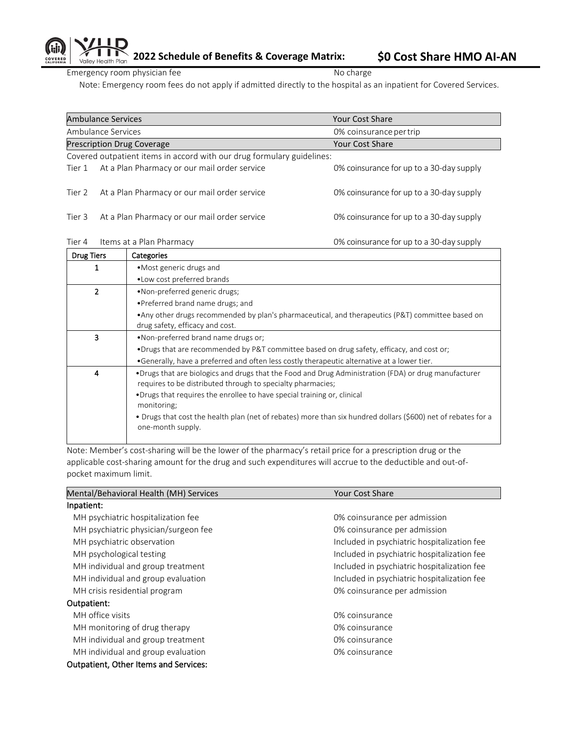Emergency room physician fee | No charge

Note: Emergency room fees do not apply if admitted directly to the hospital as an inpatient for Covered Services.

| Ambulance Services | Your Cost Share |
|---|---|
| Ambulance Services | 0% coinsurance per trip |

| Prescription Drug Coverage | | Your Cost Share |
|---|---|---|
| Covered outpatient items in accord with our drug formulary guidelines: | | |
| Tier 1 | At a Plan Pharmacy or our mail order service | 0% coinsurance for up to a 30-day supply |
| Tier 2 | At a Plan Pharmacy or our mail order service | 0% coinsurance for up to a 30-day supply |
| Tier 3 | At a Plan Pharmacy or our mail order service | 0% coinsurance for up to a 30-day supply |
| Tier 4 | Items at a Plan Pharmacy | 0% coinsurance for up to a 30-day supply |

| Drug Tiers | Categories |
|---|---|
| 1 | •Most generic drugs and<br>•Low cost preferred brands |
| 2 | •Non-preferred generic drugs;<br>•Preferred brand name drugs; and<br>•Any other drugs recommended by plan's pharmaceutical, and therapeutics (P&T) committee based on drug safety, efficacy and cost. |
| 3 | •Non-preferred brand name drugs or;<br>•Drugs that are recommended by P&T committee based on drug safety, efficacy, and cost or;<br>•Generally, have a preferred and often less costly therapeutic alternative at a lower tier. |
| 4 | •Drugs that are biologics and drugs that the Food and Drug Administration (FDA) or drug manufacturer requires to be distributed through to specialty pharmacies;<br>•Drugs that requires the enrollee to have special training or, clinical monitoring;<br>• Drugs that cost the health plan (net of rebates) more than six hundred dollars ($600) net of rebates for a one-month supply. |

Note: Member's cost-sharing will be the lower of the pharmacy's retail price for a prescription drug or the applicable cost-sharing amount for the drug and such expenditures will accrue to the deductible and out-of-pocket maximum limit.

| Mental/Behavioral Health (MH) Services | Your Cost Share |
|---|---|
| **Inpatient:** | |
| MH psychiatric hospitalization fee | 0% coinsurance per admission |
| MH psychiatric physician/surgeon fee | 0% coinsurance per admission |
| MH psychiatric observation | Included in psychiatric hospitalization fee |
| MH psychological testing | Included in psychiatric hospitalization fee |
| MH individual and group treatment | Included in psychiatric hospitalization fee |
| MH individual and group evaluation | Included in psychiatric hospitalization fee |
| MH crisis residential program | 0% coinsurance per admission |
| **Outpatient:** | |
| MH office visits | 0% coinsurance |
| MH monitoring of drug therapy | 0% coinsurance |
| MH individual and group treatment | 0% coinsurance |
| MH individual and group evaluation | 0% coinsurance |
| **Outpatient, Other Items and Services:** | |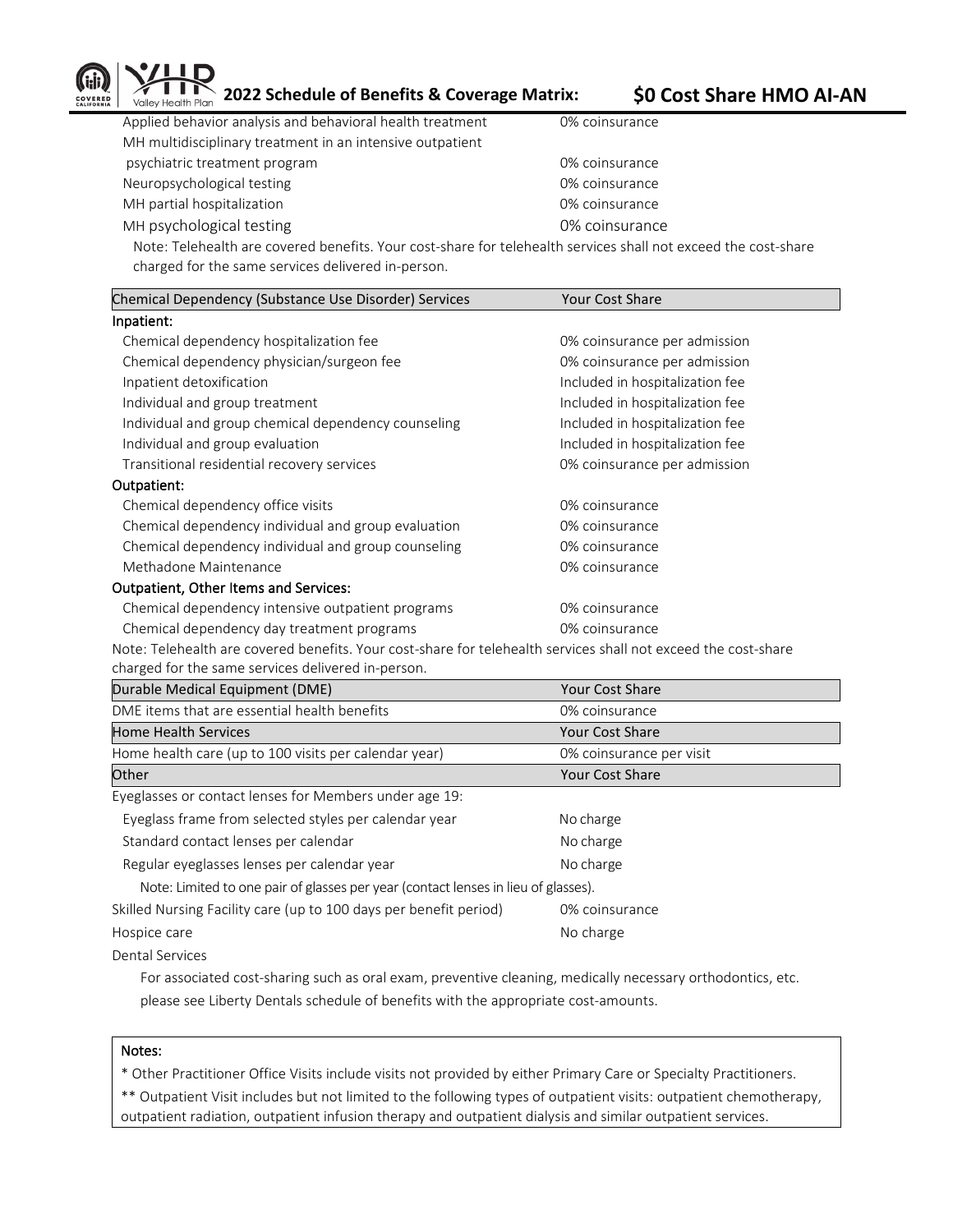# 2022 Schedule of Benefits & Coverage Matrix: $0 Cost Share HMO AI-AN

| | |
|---|---|
| Applied behavior analysis and behavioral health treatment | 0% coinsurance |
| MH multidisciplinary treatment in an intensive outpatient psychiatric treatment program | 0% coinsurance |
| Neuropsychological testing | 0% coinsurance |
| MH partial hospitalization | 0% coinsurance |
| MH psychological testing | 0% coinsurance |

Note: Telehealth are covered benefits. Your cost-share for telehealth services shall not exceed the cost-share charged for the same services delivered in-person.

| Chemical Dependency (Substance Use Disorder) Services | Your Cost Share |
|---|---|
| **Inpatient:** | |
| Chemical dependency hospitalization fee | 0% coinsurance per admission |
| Chemical dependency physician/surgeon fee | 0% coinsurance per admission |
| Inpatient detoxification | Included in hospitalization fee |
| Individual and group treatment | Included in hospitalization fee |
| Individual and group chemical dependency counseling | Included in hospitalization fee |
| Individual and group evaluation | Included in hospitalization fee |
| Transitional residential recovery services | 0% coinsurance per admission |
| **Outpatient:** | |
| Chemical dependency office visits | 0% coinsurance |
| Chemical dependency individual and group evaluation | 0% coinsurance |
| Chemical dependency individual and group counseling | 0% coinsurance |
| Methadone Maintenance | 0% coinsurance |
| **Outpatient, Other Items and Services:** | |
| Chemical dependency intensive outpatient programs | 0% coinsurance |
| Chemical dependency day treatment programs | 0% coinsurance |

Note: Telehealth are covered benefits. Your cost-share for telehealth services shall not exceed the cost-share charged for the same services delivered in-person.

| Durable Medical Equipment (DME) | Your Cost Share |
|---|---|
| DME items that are essential health benefits | 0% coinsurance |

| Home Health Services | Your Cost Share |
|---|---|
| Home health care (up to 100 visits per calendar year) | 0% coinsurance per visit |

| Other | Your Cost Share |
|---|---|
| Eyeglasses or contact lenses for Members under age 19: | |
| Eyeglass frame from selected styles per calendar year | No charge |
| Standard contact lenses per calendar | No charge |
| Regular eyeglasses lenses per calendar year | No charge |
| Note: Limited to one pair of glasses per year (contact lenses in lieu of glasses). | |
| Skilled Nursing Facility care (up to 100 days per benefit period) | 0% coinsurance |
| Hospice care | No charge |
| Dental Services | |

For associated cost-sharing such as oral exam, preventive cleaning, medically necessary orthodontics, etc. please see Liberty Dentals schedule of benefits with the appropriate cost-amounts.

**Notes:**

* Other Practitioner Office Visits include visits not provided by either Primary Care or Specialty Practitioners.

** Outpatient Visit includes but not limited to the following types of outpatient visits: outpatient chemotherapy, outpatient radiation, outpatient infusion therapy and outpatient dialysis and similar outpatient services.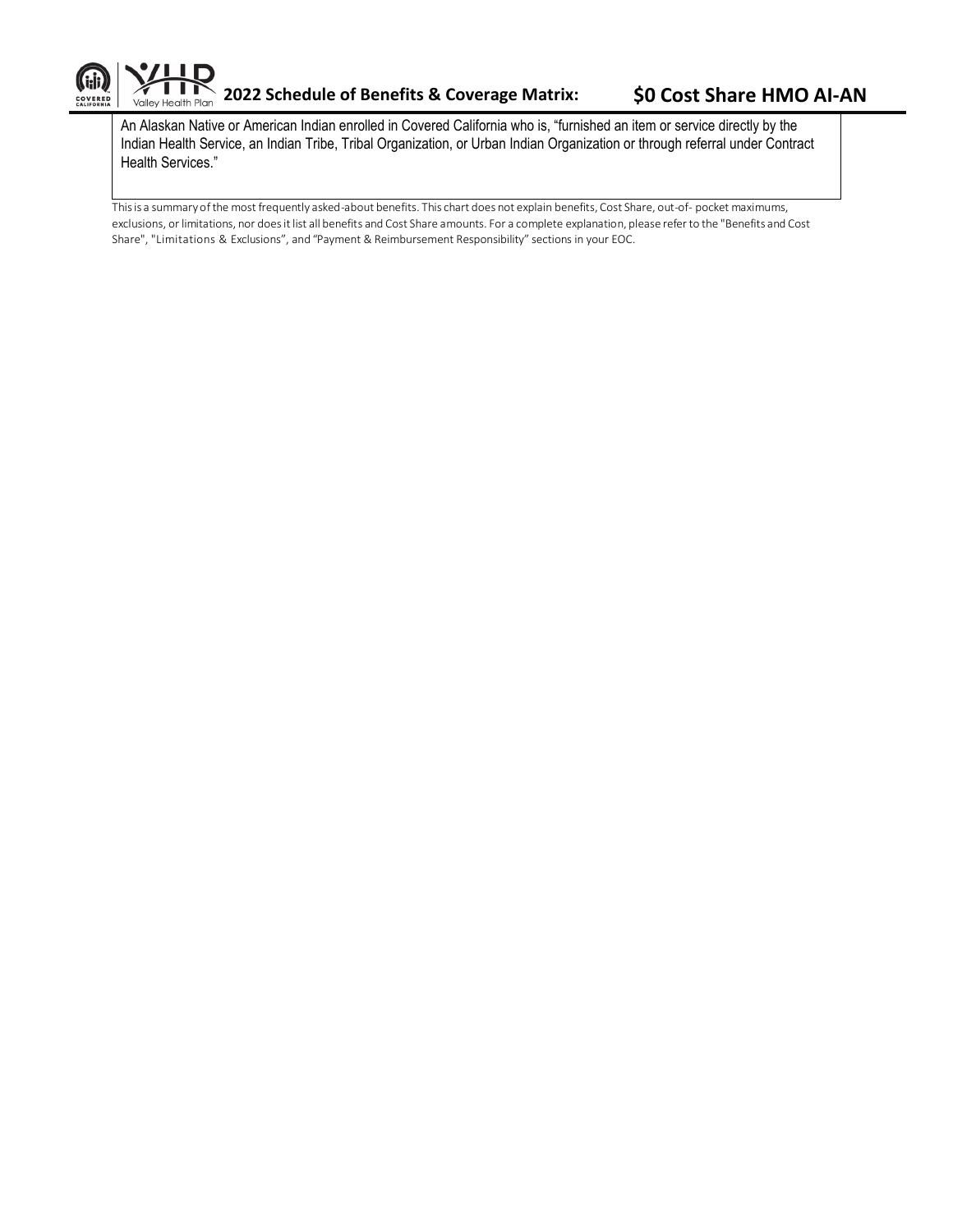## 2022 Schedule of Benefits & Coverage Matrix: $0 Cost Share HMO AI-AN

An Alaskan Native or American Indian enrolled in Covered California who is, "furnished an item or service directly by the Indian Health Service, an Indian Tribe, Tribal Organization, or Urban Indian Organization or through referral under Contract Health Services."

This is a summary of the most frequently asked-about benefits. This chart does not explain benefits, Cost Share, out-of- pocket maximums, exclusions, or limitations, nor does it list all benefits and Cost Share amounts. For a complete explanation, please refer to the "Benefits and Cost Share", "Limitations & Exclusions", and "Payment & Reimbursement Responsibility" sections in your EOC.